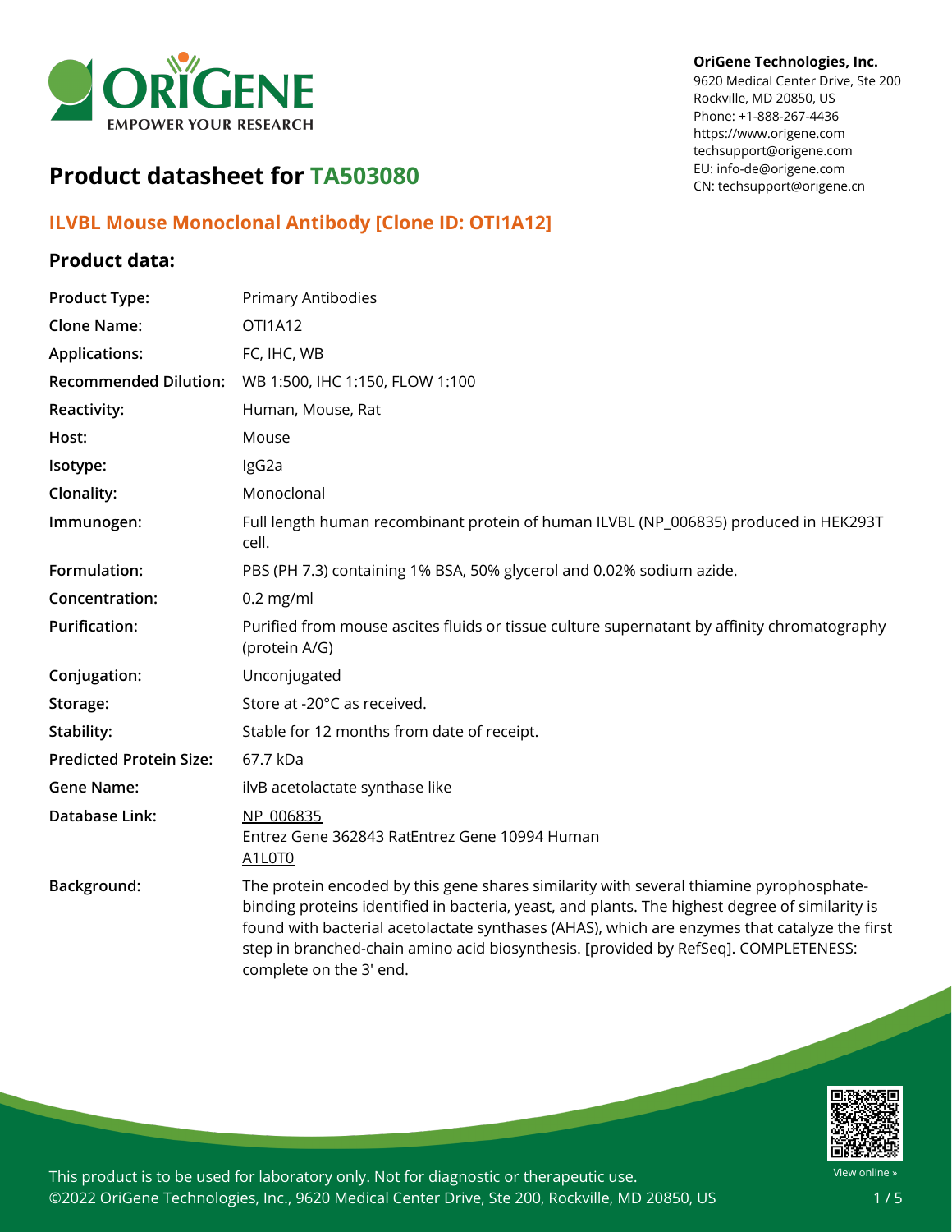OriGene Technologies, Inc.
9620 Medical Center Drive, Ste 200
Rockville, MD 20850, US
Phone: +1-888-267-4436
https://www.origene.com
techsupport@origene.com
EU: info-de@origene.com
CN: techsupport@origene.cn

# Product datasheet for TA503080

## ILVBL Mouse Monoclonal Antibody [Clone ID: OTI1A12]

### Product data:

| | |
|---|---|
| **Product Type:** | Primary Antibodies |
| **Clone Name:** | OTI1A12 |
| **Applications:** | FC, IHC, WB |
| **Recommended Dilution:** | WB 1:500, IHC 1:150, FLOW 1:100 |
| **Reactivity:** | Human, Mouse, Rat |
| **Host:** | Mouse |
| **Isotype:** | IgG2a |
| **Clonality:** | Monoclonal |
| **Immunogen:** | Full length human recombinant protein of human ILVBL (NP_006835) produced in HEK293T cell. |
| **Formulation:** | PBS (PH 7.3) containing 1% BSA, 50% glycerol and 0.02% sodium azide. |
| **Concentration:** | 0.2 mg/ml |
| **Purification:** | Purified from mouse ascites fluids or tissue culture supernatant by affinity chromatography (protein A/G) |
| **Conjugation:** | Unconjugated |
| **Storage:** | Store at -20°C as received. |
| **Stability:** | Stable for 12 months from date of receipt. |
| **Predicted Protein Size:** | 67.7 kDa |
| **Gene Name:** | ilvB acetolactate synthase like |
| **Database Link:** | NP_006835<br>Entrez Gene 362843 RatEntrez Gene 10994 Human<br>A1L0T0 |
| **Background:** | The protein encoded by this gene shares similarity with several thiamine pyrophosphate-binding proteins identified in bacteria, yeast, and plants. The highest degree of similarity is found with bacterial acetolactate synthases (AHAS), which are enzymes that catalyze the first step in branched-chain amino acid biosynthesis. [provided by RefSeq]. COMPLETENESS: complete on the 3' end. |

This product is to be used for laboratory only. Not for diagnostic or therapeutic use.
©2022 OriGene Technologies, Inc., 9620 Medical Center Drive, Ste 200, Rockville, MD 20850, US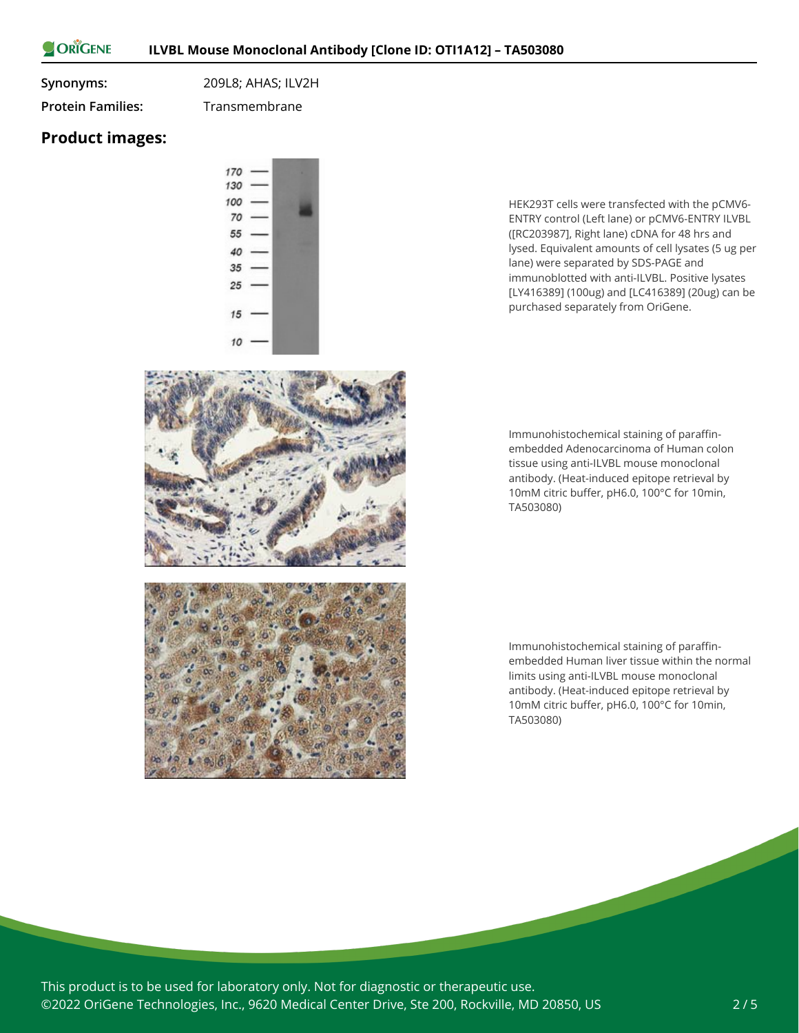**Synonyms:** 209L8; AHAS; ILV2H

**Protein Families:** Transmembrane

## Product images:

HEK293T cells were transfected with the pCMV6-ENTRY control (Left lane) or pCMV6-ENTRY ILVBL ([RC203987], Right lane) cDNA for 48 hrs and lysed. Equivalent amounts of cell lysates (5 ug per lane) were separated by SDS-PAGE and immunoblotted with anti-ILVBL. Positive lysates [LY416389] (100ug) and [LC416389] (20ug) can be purchased separately from OriGene.

Immunohistochemical staining of paraffin-embedded Adenocarcinoma of Human colon tissue using anti-ILVBL mouse monoclonal antibody. (Heat-induced epitope retrieval by 10mM citric buffer, pH6.0, 100°C for 10min, TA503080)

Immunohistochemical staining of paraffin-embedded Human liver tissue within the normal limits using anti-ILVBL mouse monoclonal antibody. (Heat-induced epitope retrieval by 10mM citric buffer, pH6.0, 100°C for 10min, TA503080)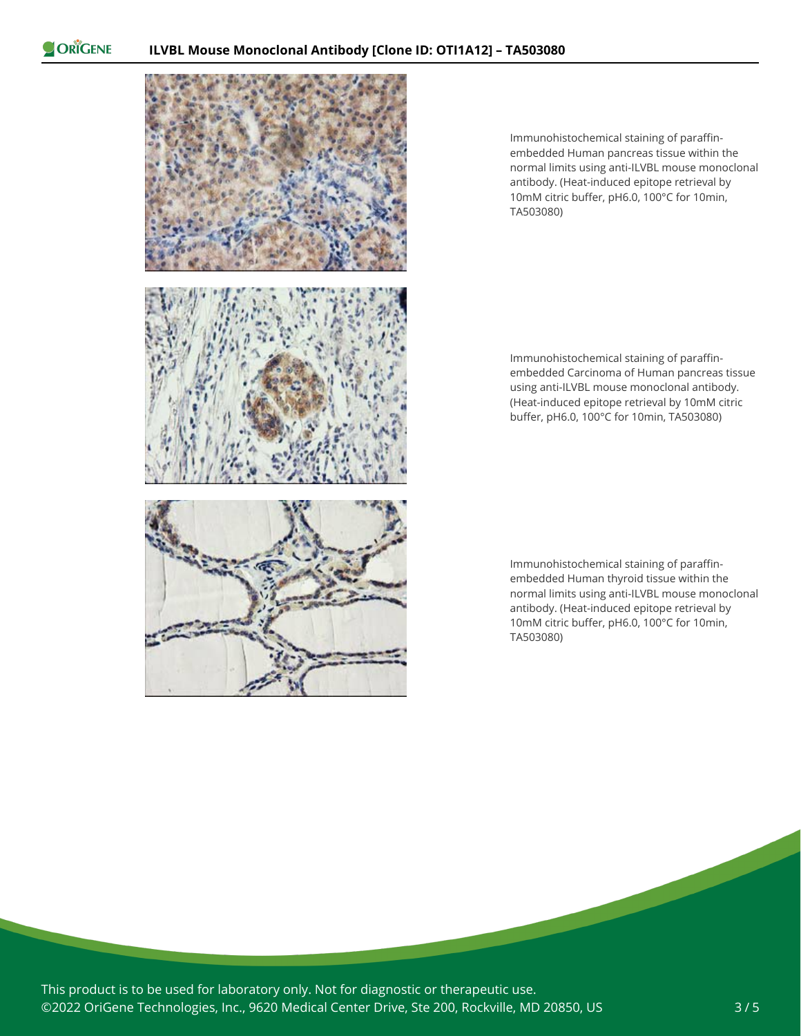Immunohistochemical staining of paraffin-embedded Human pancreas tissue within the normal limits using anti-ILVBL mouse monoclonal antibody. (Heat-induced epitope retrieval by 10mM citric buffer, pH6.0, 100°C for 10min, TA503080)

Immunohistochemical staining of paraffin-embedded Carcinoma of Human pancreas tissue using anti-ILVBL mouse monoclonal antibody. (Heat-induced epitope retrieval by 10mM citric buffer, pH6.0, 100°C for 10min, TA503080)

Immunohistochemical staining of paraffin-embedded Human thyroid tissue within the normal limits using anti-ILVBL mouse monoclonal antibody. (Heat-induced epitope retrieval by 10mM citric buffer, pH6.0, 100°C for 10min, TA503080)

This product is to be used for laboratory only. Not for diagnostic or therapeutic use.
©2022 OriGene Technologies, Inc., 9620 Medical Center Drive, Ste 200, Rockville, MD 20850, US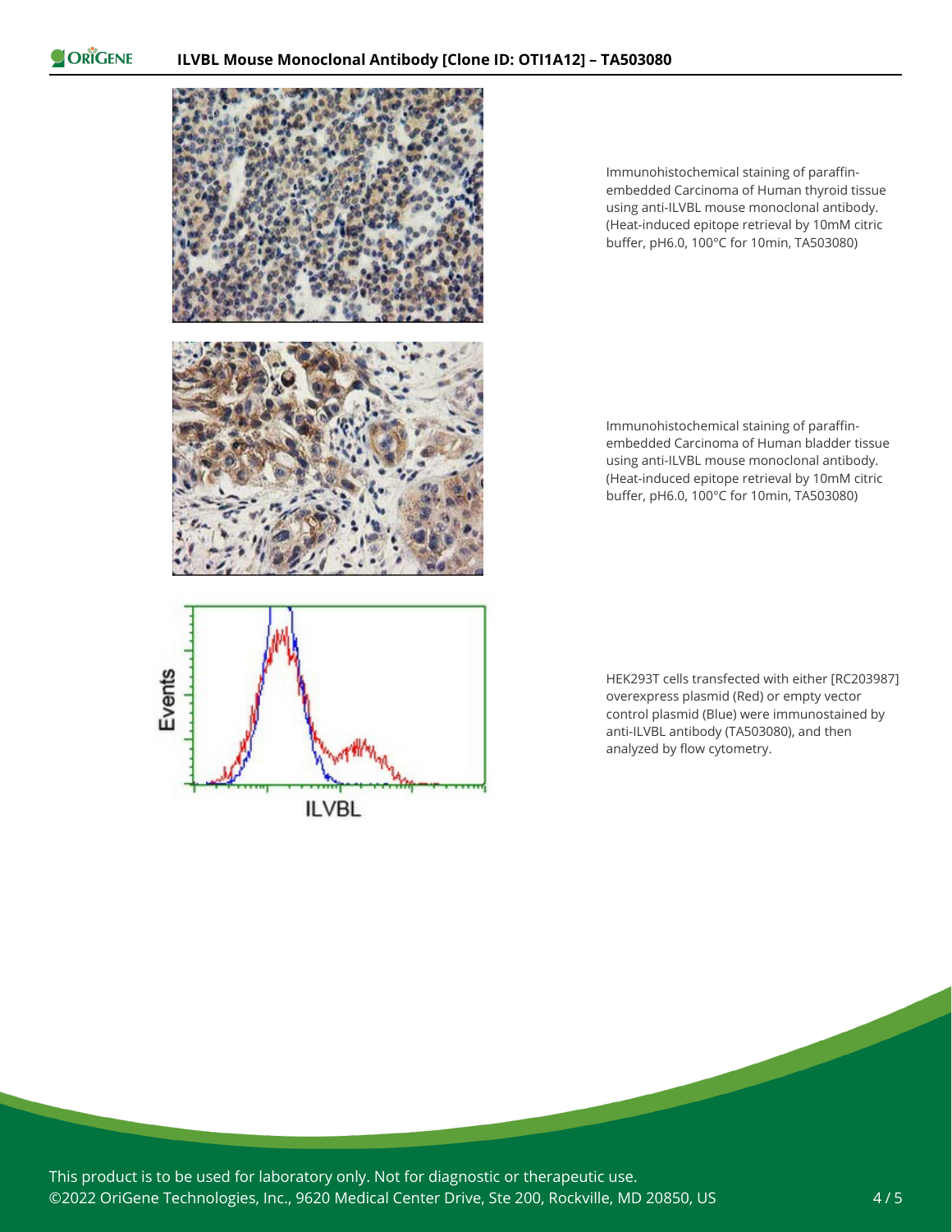Immunohistochemical staining of paraffin-embedded Carcinoma of Human thyroid tissue using anti-ILVBL mouse monoclonal antibody. (Heat-induced epitope retrieval by 10mM citric buffer, pH6.0, 100°C for 10min, TA503080)

Immunohistochemical staining of paraffin-embedded Carcinoma of Human bladder tissue using anti-ILVBL mouse monoclonal antibody. (Heat-induced epitope retrieval by 10mM citric buffer, pH6.0, 100°C for 10min, TA503080)

HEK293T cells transfected with either [RC203987] overexpress plasmid (Red) or empty vector control plasmid (Blue) were immunostained by anti-ILVBL antibody (TA503080), and then analyzed by flow cytometry.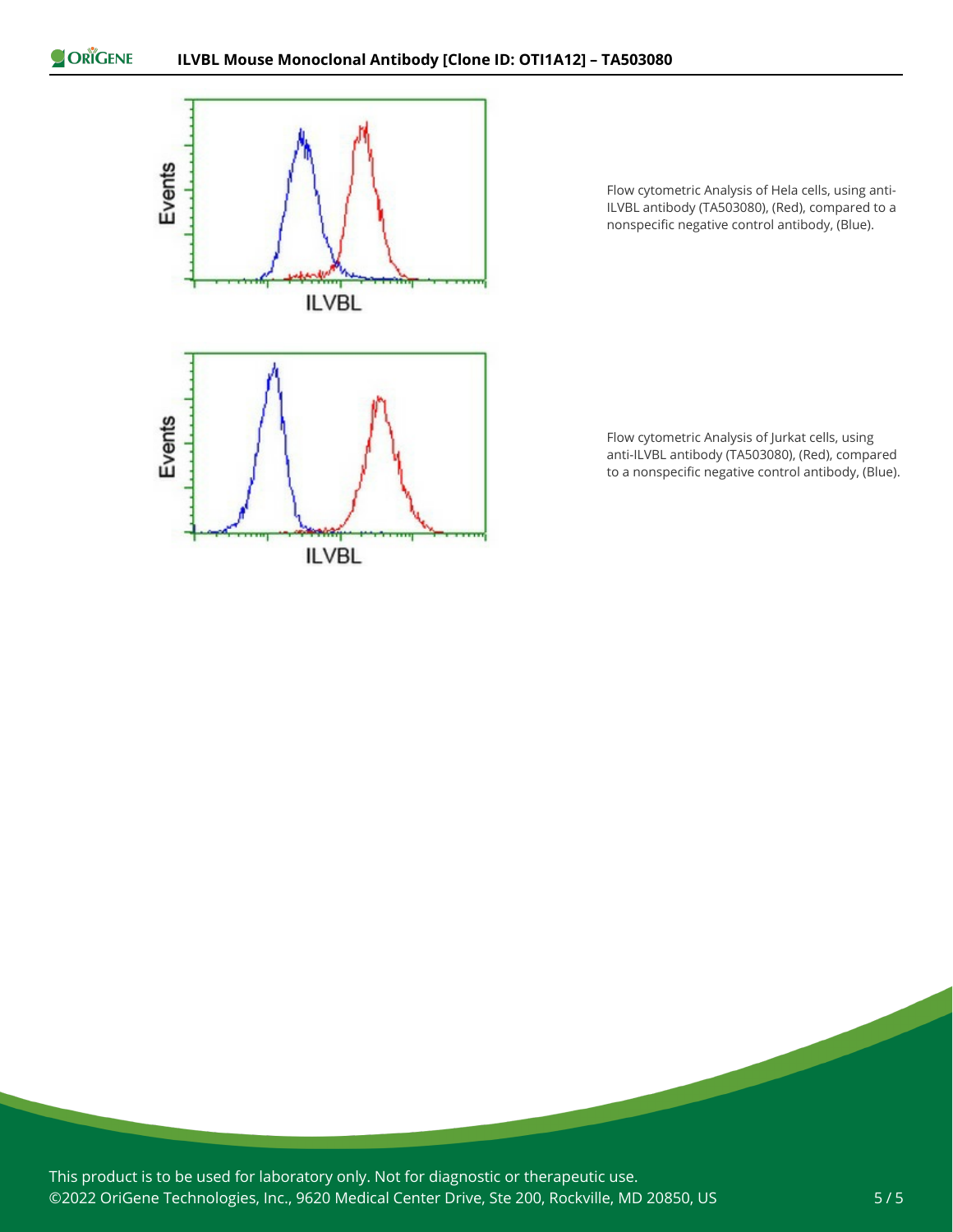Events

ILVBL

Flow cytometric Analysis of Hela cells, using anti-ILVBL antibody (TA503080), (Red), compared to a nonspecific negative control antibody, (Blue).

Events

ILVBL

Flow cytometric Analysis of Jurkat cells, using anti-ILVBL antibody (TA503080), (Red), compared to a nonspecific negative control antibody, (Blue).